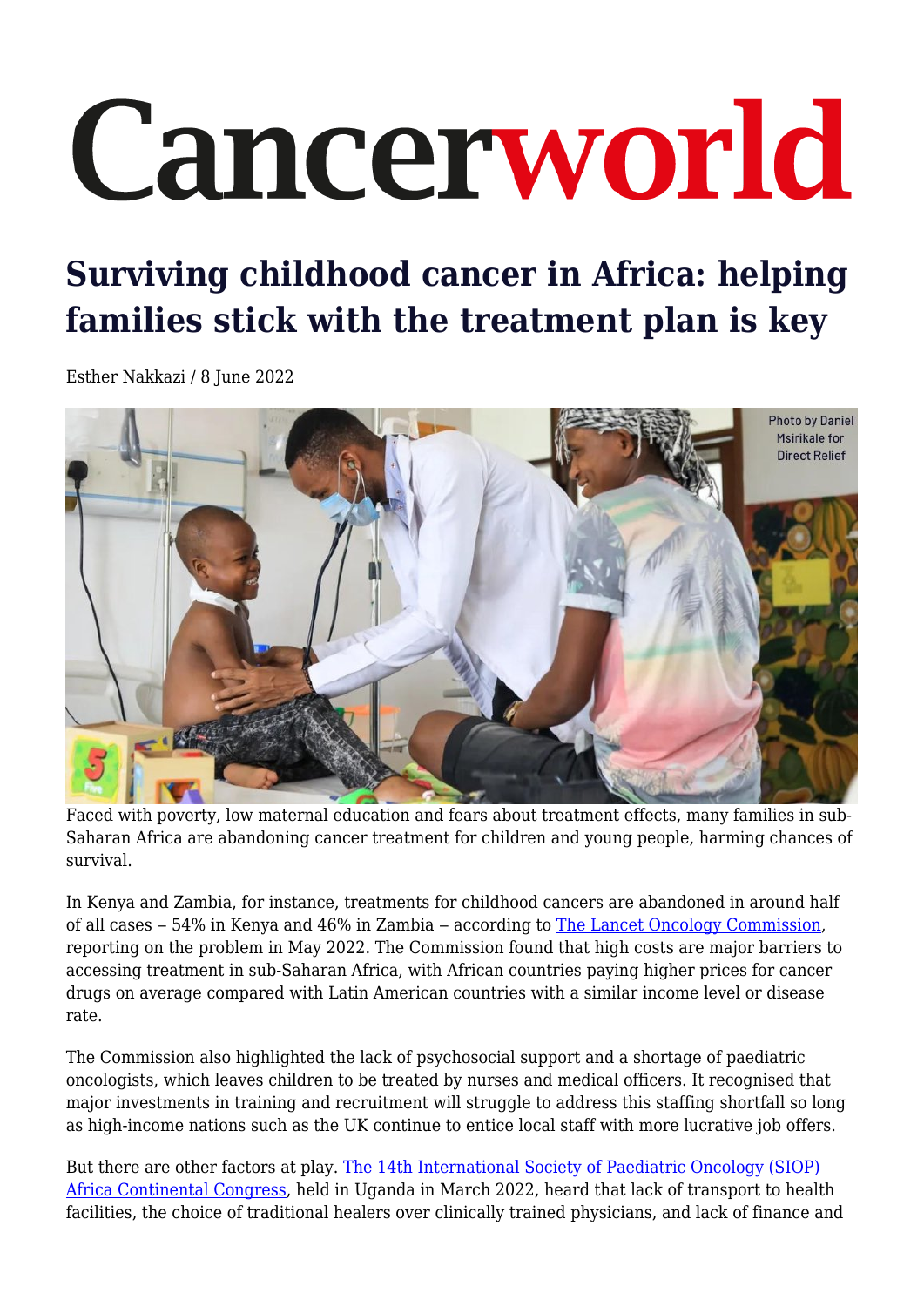# Cancerworld

## Surviving childhood cancer in Africa: helping families stick with the treatment plan is key

Esther Nakkazi / 8 June 2022

Photo by Daniel Msirikale for Direct Relief

Faced with poverty, low maternal education and fears about treatment effects, many families in sub-Saharan Africa are abandoning cancer treatment for children and young people, harming chances of survival.

In Kenya and Zambia, for instance, treatments for childhood cancers are abandoned in around half of all cases – 54% in Kenya and 46% in Zambia – according to The Lancet Oncology Commission, reporting on the problem in May 2022. The Commission found that high costs are major barriers to accessing treatment in sub-Saharan Africa, with African countries paying higher prices for cancer drugs on average compared with Latin American countries with a similar income level or disease rate.

The Commission also highlighted the lack of psychosocial support and a shortage of paediatric oncologists, which leaves children to be treated by nurses and medical officers. It recognised that major investments in training and recruitment will struggle to address this staffing shortfall so long as high-income nations such as the UK continue to entice local staff with more lucrative job offers.

But there are other factors at play. The 14th International Society of Paediatric Oncology (SIOP) Africa Continental Congress, held in Uganda in March 2022, heard that lack of transport to health facilities, the choice of traditional healers over clinically trained physicians, and lack of finance and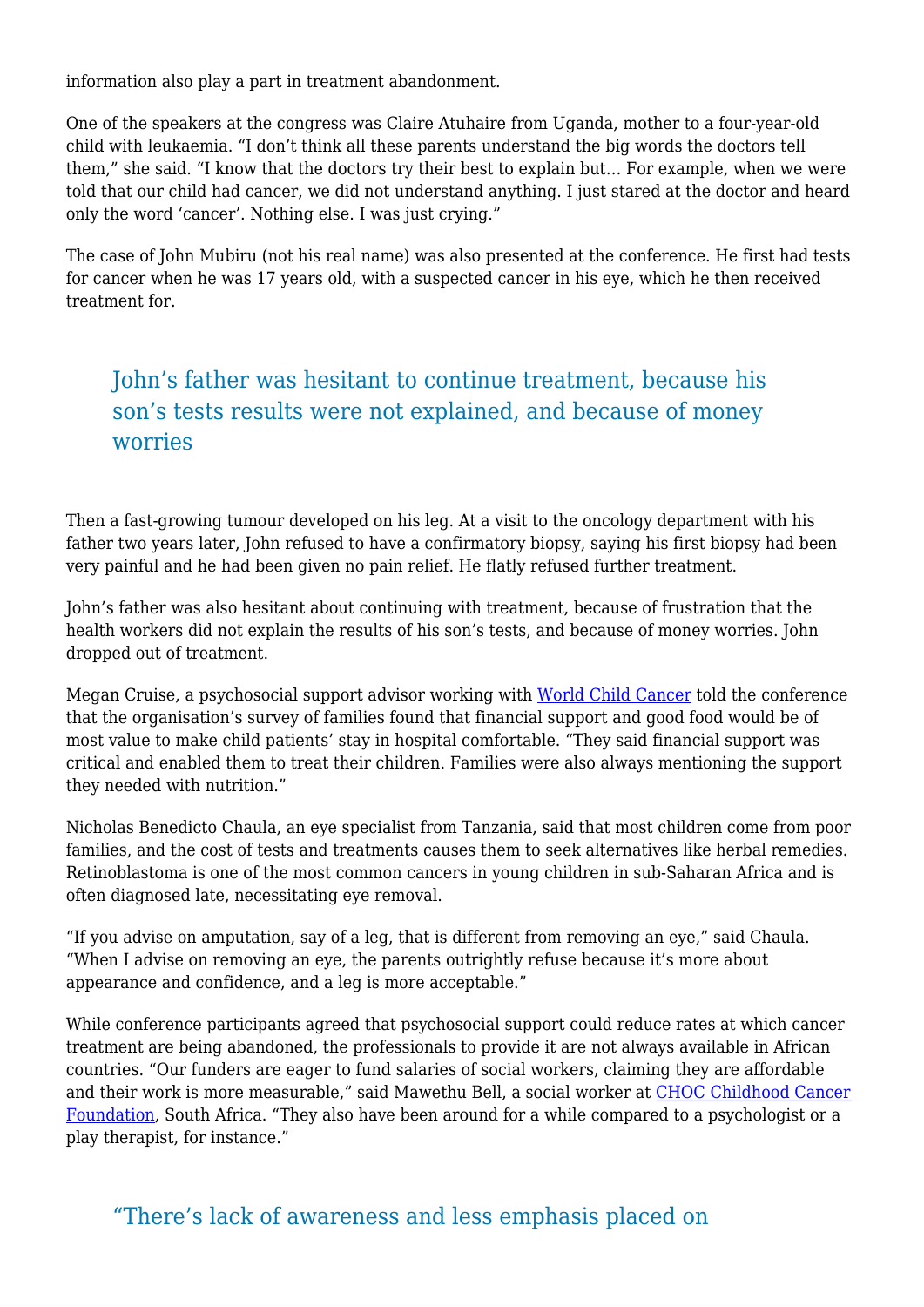information also play a part in treatment abandonment.

One of the speakers at the congress was Claire Atuhaire from Uganda, mother to a four-year-old child with leukaemia. "I don't think all these parents understand the big words the doctors tell them," she said. "I know that the doctors try their best to explain but… For example, when we were told that our child had cancer, we did not understand anything. I just stared at the doctor and heard only the word 'cancer'. Nothing else. I was just crying."

The case of John Mubiru (not his real name) was also presented at the conference. He first had tests for cancer when he was 17 years old, with a suspected cancer in his eye, which he then received treatment for.

> John's father was hesitant to continue treatment, because his son's tests results were not explained, and because of money worries

Then a fast-growing tumour developed on his leg. At a visit to the oncology department with his father two years later, John refused to have a confirmatory biopsy, saying his first biopsy had been very painful and he had been given no pain relief. He flatly refused further treatment.

John's father was also hesitant about continuing with treatment, because of frustration that the health workers did not explain the results of his son's tests, and because of money worries. John dropped out of treatment.

Megan Cruise, a psychosocial support advisor working with [World Child Cancer] told the conference that the organisation's survey of families found that financial support and good food would be of most value to make child patients' stay in hospital comfortable. "They said financial support was critical and enabled them to treat their children. Families were also always mentioning the support they needed with nutrition."

Nicholas Benedicto Chaula, an eye specialist from Tanzania, said that most children come from poor families, and the cost of tests and treatments causes them to seek alternatives like herbal remedies. Retinoblastoma is one of the most common cancers in young children in sub-Saharan Africa and is often diagnosed late, necessitating eye removal.

"If you advise on amputation, say of a leg, that is different from removing an eye," said Chaula. "When I advise on removing an eye, the parents outrightly refuse because it's more about appearance and confidence, and a leg is more acceptable."

While conference participants agreed that psychosocial support could reduce rates at which cancer treatment are being abandoned, the professionals to provide it are not always available in African countries. "Our funders are eager to fund salaries of social workers, claiming they are affordable and their work is more measurable," said Mawethu Bell, a social worker at [CHOC Childhood Cancer Foundation], South Africa. "They also have been around for a while compared to a psychologist or a play therapist, for instance."

> "There's lack of awareness and less emphasis placed on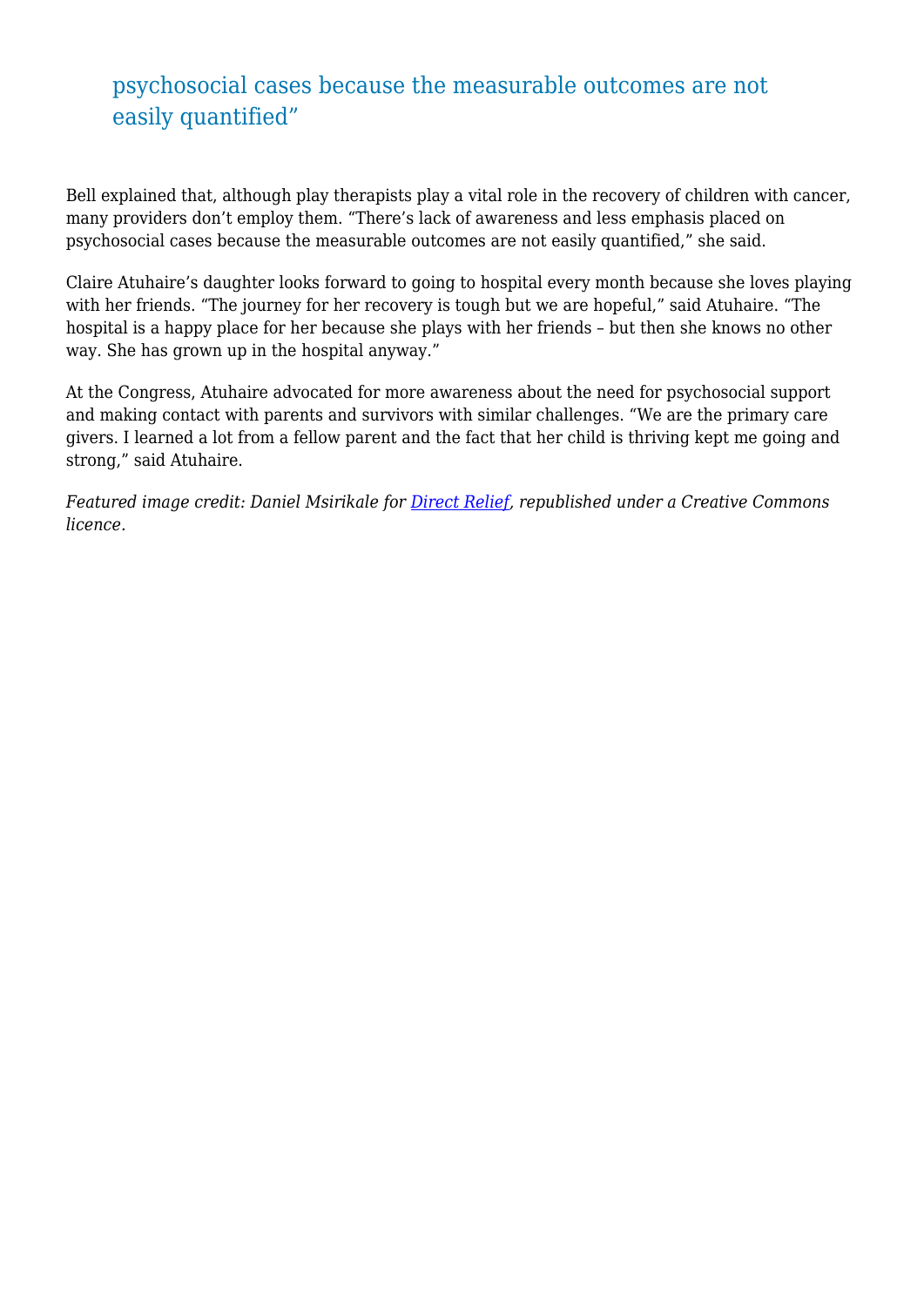> psychosocial cases because the measurable outcomes are not easily quantified"

Bell explained that, although play therapists play a vital role in the recovery of children with cancer, many providers don't employ them. "There's lack of awareness and less emphasis placed on psychosocial cases because the measurable outcomes are not easily quantified," she said.

Claire Atuhaire's daughter looks forward to going to hospital every month because she loves playing with her friends. "The journey for her recovery is tough but we are hopeful," said Atuhaire. "The hospital is a happy place for her because she plays with her friends – but then she knows no other way. She has grown up in the hospital anyway."

At the Congress, Atuhaire advocated for more awareness about the need for psychosocial support and making contact with parents and survivors with similar challenges. "We are the primary care givers. I learned a lot from a fellow parent and the fact that her child is thriving kept me going and strong," said Atuhaire.

*Featured image credit: Daniel Msirikale for [Direct Relief](), republished under a Creative Commons licence.*